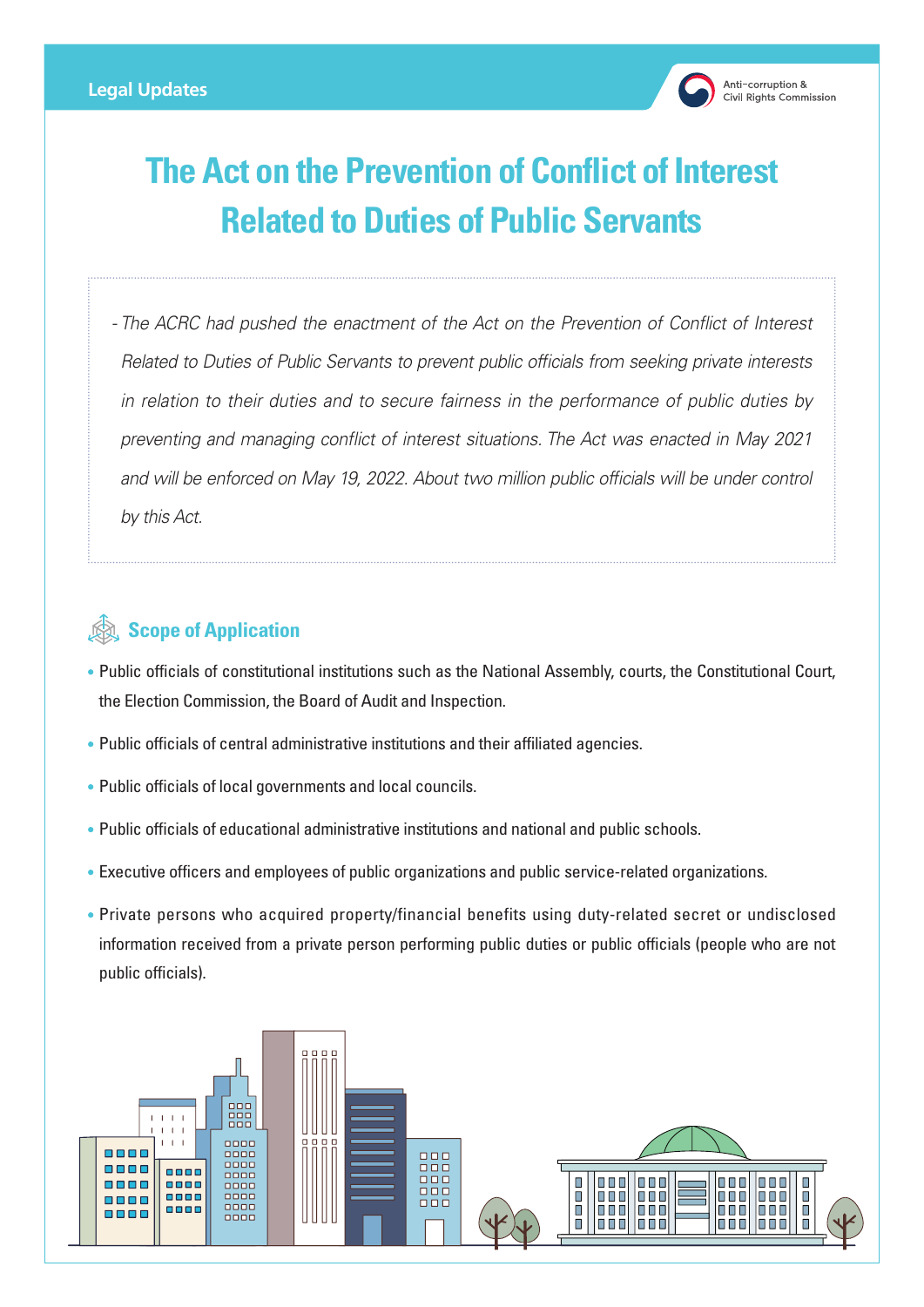# The Act on the Prevention of Conflict of Interest Related to Duties of Public Servants

*- The ACRC had pushed the enactment of the Act on the Prevention of Conflict of Interest Related to Duties of Public Servants to prevent public officials from seeking private interests in relation to their duties and to secure fairness in the performance of public duties by preventing and managing conflict of interest situations. The Act was enacted in May 2021 and will be enforced on May 19, 2022. About two million public officials will be under control by this Act.*

## Scope of Application

- Public officials of constitutional institutions such as the National Assembly, courts, the Constitutional Court, the Election Commission, the Board of Audit and Inspection.
- Public officials of central administrative institutions and their affiliated agencies.
- Public officials of local governments and local councils.
- Public officials of educational administrative institutions and national and public schools.
- Executive officers and employees of public organizations and public service-related organizations.
- Private persons who acquired property/financial benefits using duty-related secret or undisclosed information received from a private person performing public duties or public officials (people who are not public officials).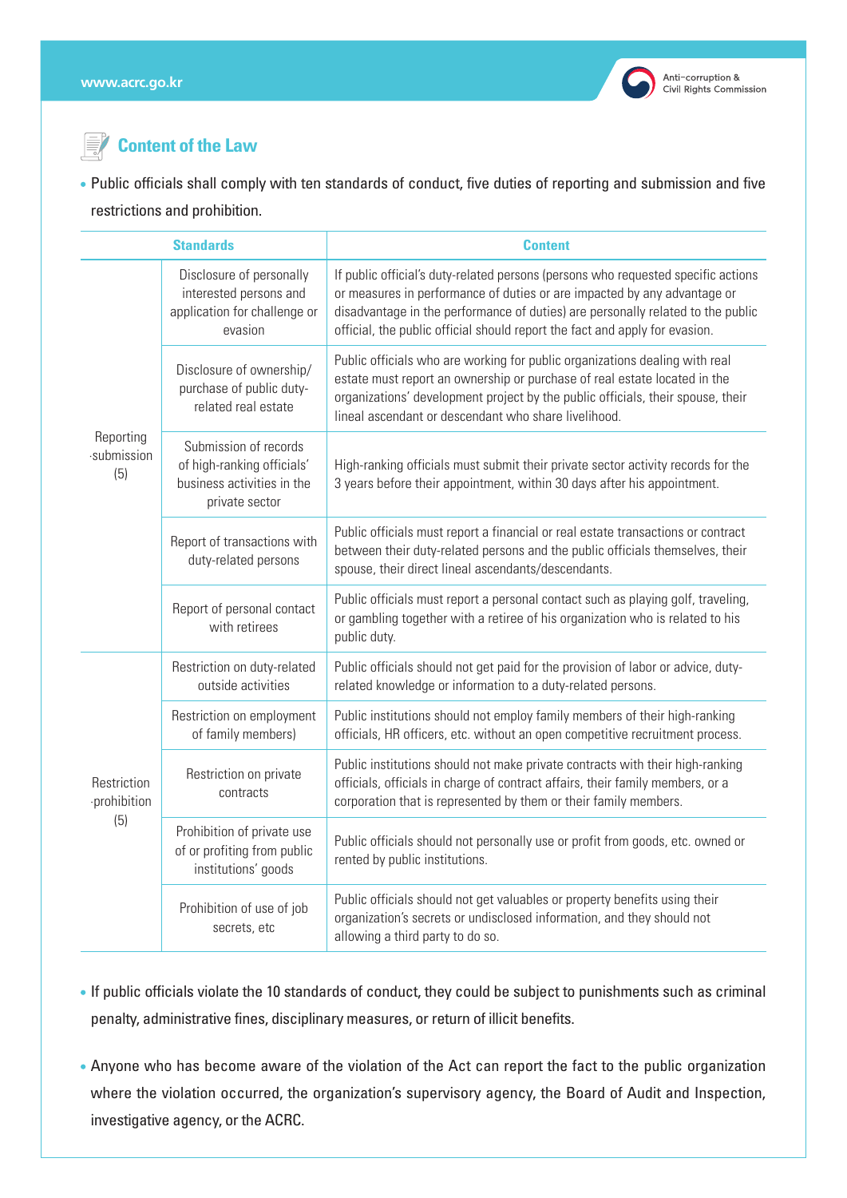## Content of the Law

- Public officials shall comply with ten standards of conduct, five duties of reporting and submission and five restrictions and prohibition.

| Standards | | Content |
|---|---|---|
| Reporting ·submission (5) | Disclosure of personally interested persons and application for challenge or evasion | If public official's duty-related persons (persons who requested specific actions or measures in performance of duties or are impacted by any advantage or disadvantage in the performance of duties) are personally related to the public official, the public official should report the fact and apply for evasion. |
| | Disclosure of ownership/ purchase of public duty-related real estate | Public officials who are working for public organizations dealing with real estate must report an ownership or purchase of real estate located in the organizations' development project by the public officials, their spouse, their lineal ascendant or descendant who share livelihood. |
| | Submission of records of high-ranking officials' business activities in the private sector | High-ranking officials must submit their private sector activity records for the 3 years before their appointment, within 30 days after his appointment. |
| | Report of transactions with duty-related persons | Public officials must report a financial or real estate transactions or contract between their duty-related persons and the public officials themselves, their spouse, their direct lineal ascendants/descendants. |
| | Report of personal contact with retirees | Public officials must report a personal contact such as playing golf, traveling, or gambling together with a retiree of his organization who is related to his public duty. |
| Restriction ·prohibition (5) | Restriction on duty-related outside activities | Public officials should not get paid for the provision of labor or advice, duty-related knowledge or information to a duty-related persons. |
| | Restriction on employment of family members) | Public institutions should not employ family members of their high-ranking officials, HR officers, etc. without an open competitive recruitment process. |
| | Restriction on private contracts | Public institutions should not make private contracts with their high-ranking officials, officials in charge of contract affairs, their family members, or a corporation that is represented by them or their family members. |
| | Prohibition of private use of or profiting from public institutions' goods | Public officials should not personally use or profit from goods, etc. owned or rented by public institutions. |
| | Prohibition of use of job secrets, etc | Public officials should not get valuables or property benefits using their organization's secrets or undisclosed information, and they should not allowing a third party to do so. |

- If public officials violate the 10 standards of conduct, they could be subject to punishments such as criminal penalty, administrative fines, disciplinary measures, or return of illicit benefits.
- Anyone who has become aware of the violation of the Act can report the fact to the public organization where the violation occurred, the organization's supervisory agency, the Board of Audit and Inspection, investigative agency, or the ACRC.